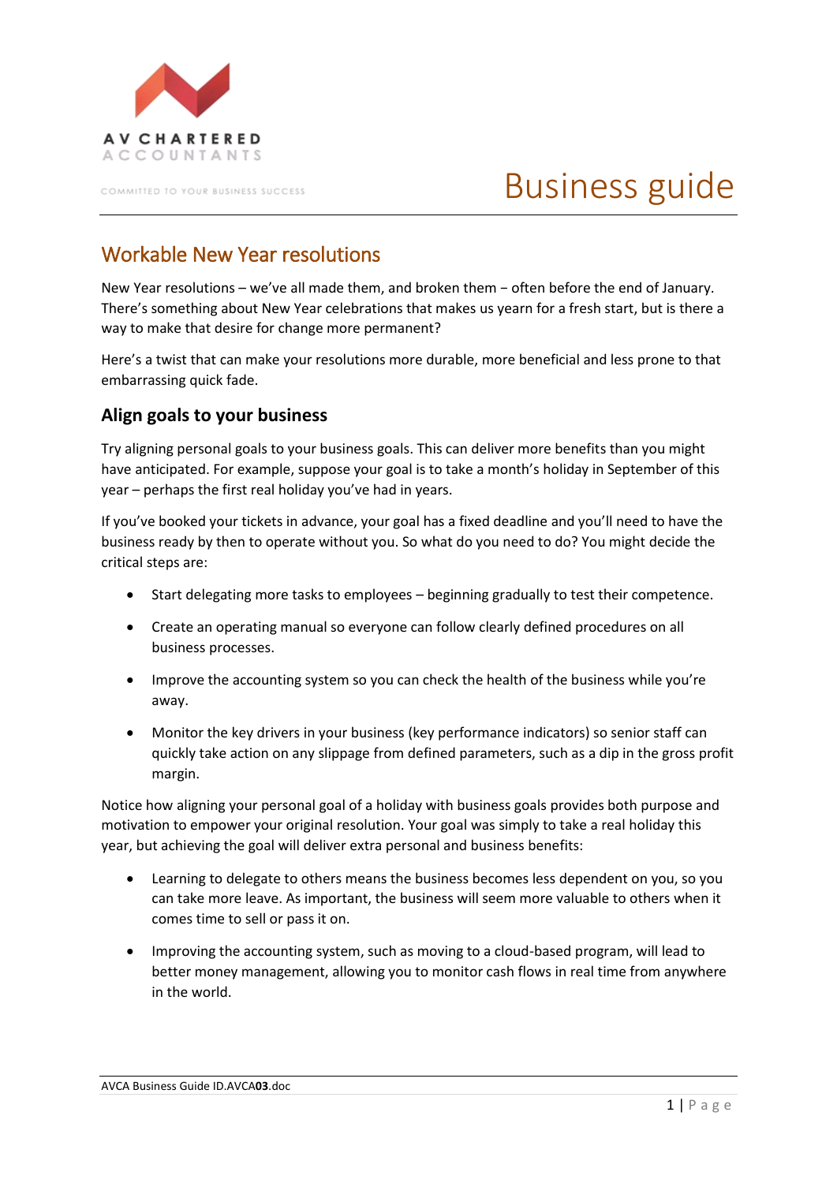AV CHARTERED ACCOUNTANTS

COMMITTED TO YOUR BUSINESS SUCCESS

# Business guide

## Workable New Year resolutions

New Year resolutions – we've all made them, and broken them – often before the end of January. There's something about New Year celebrations that makes us yearn for a fresh start, but is there a way to make that desire for change more permanent?

Here's a twist that can make your resolutions more durable, more beneficial and less prone to that embarrassing quick fade.

### Align goals to your business

Try aligning personal goals to your business goals. This can deliver more benefits than you might have anticipated. For example, suppose your goal is to take a month's holiday in September of this year – perhaps the first real holiday you've had in years.

If you've booked your tickets in advance, your goal has a fixed deadline and you'll need to have the business ready by then to operate without you. So what do you need to do? You might decide the critical steps are:

- Start delegating more tasks to employees – beginning gradually to test their competence.
- Create an operating manual so everyone can follow clearly defined procedures on all business processes.
- Improve the accounting system so you can check the health of the business while you're away.
- Monitor the key drivers in your business (key performance indicators) so senior staff can quickly take action on any slippage from defined parameters, such as a dip in the gross profit margin.

Notice how aligning your personal goal of a holiday with business goals provides both purpose and motivation to empower your original resolution. Your goal was simply to take a real holiday this year, but achieving the goal will deliver extra personal and business benefits:

- Learning to delegate to others means the business becomes less dependent on you, so you can take more leave. As important, the business will seem more valuable to others when it comes time to sell or pass it on.
- Improving the accounting system, such as moving to a cloud-based program, will lead to better money management, allowing you to monitor cash flows in real time from anywhere in the world.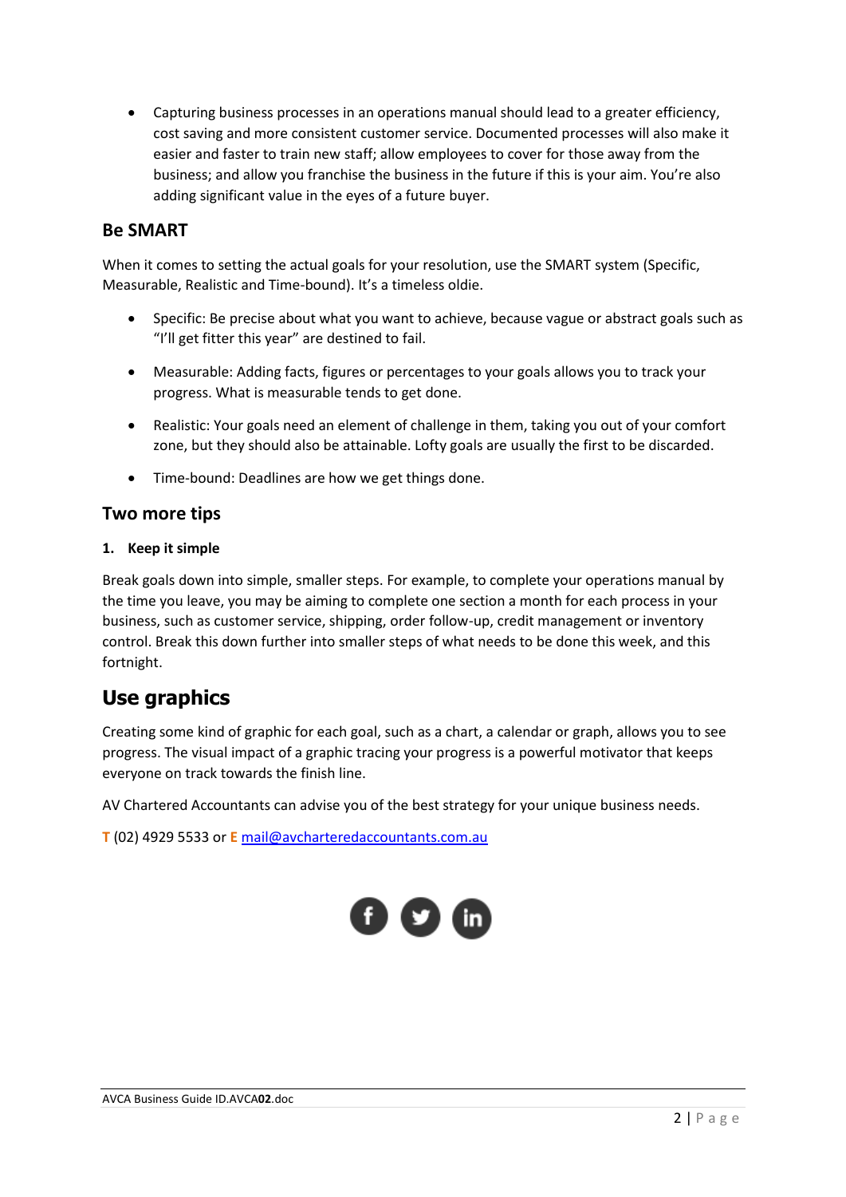- Capturing business processes in an operations manual should lead to a greater efficiency, cost saving and more consistent customer service. Documented processes will also make it easier and faster to train new staff; allow employees to cover for those away from the business; and allow you franchise the business in the future if this is your aim. You're also adding significant value in the eyes of a future buyer.

### Be SMART

When it comes to setting the actual goals for your resolution, use the SMART system (Specific, Measurable, Realistic and Time-bound). It's a timeless oldie.

- Specific: Be precise about what you want to achieve, because vague or abstract goals such as "I'll get fitter this year" are destined to fail.
- Measurable: Adding facts, figures or percentages to your goals allows you to track your progress. What is measurable tends to get done.
- Realistic: Your goals need an element of challenge in them, taking you out of your comfort zone, but they should also be attainable. Lofty goals are usually the first to be discarded.
- Time-bound: Deadlines are how we get things done.

### Two more tips

**1. Keep it simple**

Break goals down into simple, smaller steps. For example, to complete your operations manual by the time you leave, you may be aiming to complete one section a month for each process in your business, such as customer service, shipping, order follow-up, credit management or inventory control. Break this down further into smaller steps of what needs to be done this week, and this fortnight.

## Use graphics

Creating some kind of graphic for each goal, such as a chart, a calendar or graph, allows you to see progress. The visual impact of a graphic tracing your progress is a powerful motivator that keeps everyone on track towards the finish line.

AV Chartered Accountants can advise you of the best strategy for your unique business needs.

**T** (02) 4929 5533 or **E** mail@avcharteredaccountants.com.au

AVCA Business Guide ID.AVCA**02**.doc